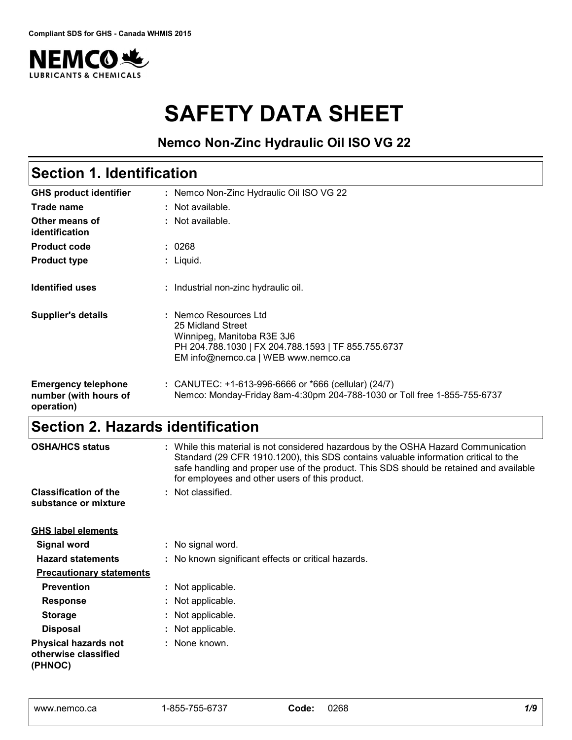**Compliant SDS for GHS - Canada WHMIS 2015**

NEMCO LUBRICANTS & CHEMICALS

# SAFETY DATA SHEET

**Nemco Non-Zinc Hydraulic Oil ISO VG 22**

## Section 1. Identification

| | |
|---|---|
| **GHS product identifier** | : Nemco Non-Zinc Hydraulic Oil ISO VG 22 |
| **Trade name** | : Not available. |
| **Other means of identification** | : Not available. |
| **Product code** | : 0268 |
| **Product type** | : Liquid. |
| **Identified uses** | : Industrial non-zinc hydraulic oil. |
| **Supplier's details** | : Nemco Resources Ltd<br>25 Midland Street<br>Winnipeg, Manitoba R3E 3J6<br>PH 204.788.1030 \| FX 204.788.1593 \| TF 855.755.6737<br>EM info@nemco.ca \| WEB www.nemco.ca |
| **Emergency telephone number (with hours of operation)** | : CANUTEC: +1-613-996-6666 or *666 (cellular) (24/7)<br>Nemco: Monday-Friday 8am-4:30pm 204-788-1030 or Toll free 1-855-755-6737 |

## Section 2. Hazards identification

| | |
|---|---|
| **OSHA/HCS status** | : While this material is not considered hazardous by the OSHA Hazard Communication Standard (29 CFR 1910.1200), this SDS contains valuable information critical to the safe handling and proper use of the product. This SDS should be retained and available for employees and other users of this product. |
| **Classification of the substance or mixture** | : Not classified. |

**GHS label elements**

| | |
|---|---|
| **Signal word** | : No signal word. |
| **Hazard statements** | : No known significant effects or critical hazards. |

**Precautionary statements**

| | |
|---|---|
| **Prevention** | : Not applicable. |
| **Response** | : Not applicable. |
| **Storage** | : Not applicable. |
| **Disposal** | : Not applicable. |
| **Physical hazards not otherwise classified (PHNOC)** | : None known. |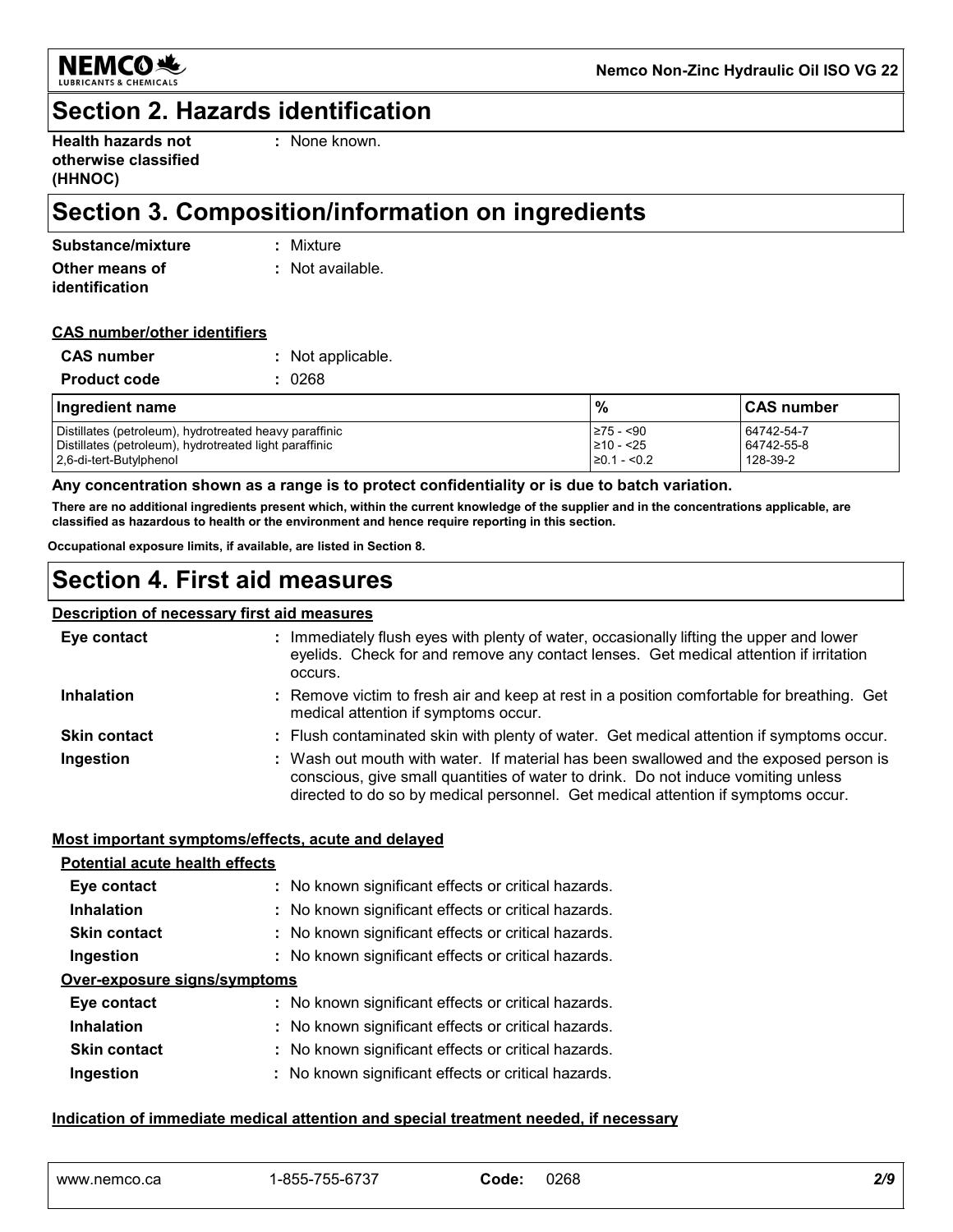## Section 2. Hazards identification

**Health hazards not otherwise classified (HHNOC)** : None known.

## Section 3. Composition/information on ingredients

**Substance/mixture** : Mixture

**Other means of identification** : Not available.

**CAS number/other identifiers**

**CAS number** : Not applicable.

**Product code** : 0268

| Ingredient name | % | CAS number |
|---|---|---|
| Distillates (petroleum), hydrotreated heavy paraffinic | ≥75 - <90 | 64742-54-7 |
| Distillates (petroleum), hydrotreated light paraffinic | ≥10 - <25 | 64742-55-8 |
| 2,6-di-tert-Butylphenol | ≥0.1 - <0.2 | 128-39-2 |

**Any concentration shown as a range is to protect confidentiality or is due to batch variation.**

**There are no additional ingredients present which, within the current knowledge of the supplier and in the concentrations applicable, are classified as hazardous to health or the environment and hence require reporting in this section.**

**Occupational exposure limits, if available, are listed in Section 8.**

## Section 4. First aid measures

**Description of necessary first aid measures**

**Eye contact** : Immediately flush eyes with plenty of water, occasionally lifting the upper and lower eyelids. Check for and remove any contact lenses. Get medical attention if irritation occurs.

**Inhalation** : Remove victim to fresh air and keep at rest in a position comfortable for breathing. Get medical attention if symptoms occur.

**Skin contact** : Flush contaminated skin with plenty of water. Get medical attention if symptoms occur.

**Ingestion** : Wash out mouth with water. If material has been swallowed and the exposed person is conscious, give small quantities of water to drink. Do not induce vomiting unless directed to do so by medical personnel. Get medical attention if symptoms occur.

**Most important symptoms/effects, acute and delayed**

**Potential acute health effects**

**Eye contact** : No known significant effects or critical hazards.

**Inhalation** : No known significant effects or critical hazards.

**Skin contact** : No known significant effects or critical hazards.

**Ingestion** : No known significant effects or critical hazards.

**Over-exposure signs/symptoms**

**Eye contact** : No known significant effects or critical hazards.

**Inhalation** : No known significant effects or critical hazards.

**Skin contact** : No known significant effects or critical hazards.

**Ingestion** : No known significant effects or critical hazards.

**Indication of immediate medical attention and special treatment needed, if necessary**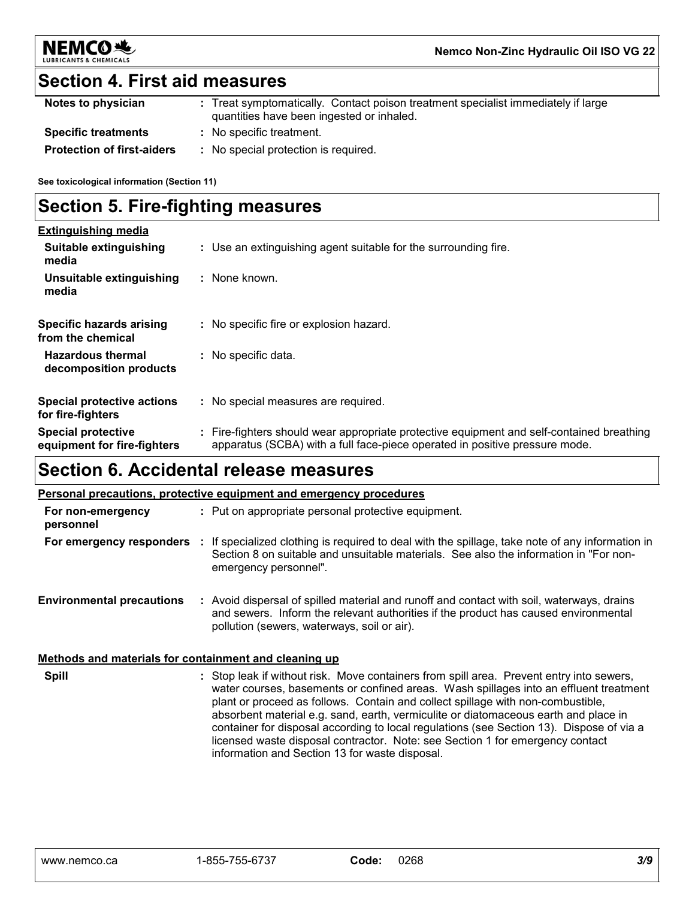## Section 4. First aid measures

| | |
|---|---|
| **Notes to physician** | : Treat symptomatically. Contact poison treatment specialist immediately if large quantities have been ingested or inhaled. |
| **Specific treatments** | : No specific treatment. |
| **Protection of first-aiders** | : No special protection is required. |

**See toxicological information (Section 11)**

## Section 5. Fire-fighting measures

**Extinguishing media**

| | |
|---|---|
| **Suitable extinguishing media** | : Use an extinguishing agent suitable for the surrounding fire. |
| **Unsuitable extinguishing media** | : None known. |
| **Specific hazards arising from the chemical** | : No specific fire or explosion hazard. |
| **Hazardous thermal decomposition products** | : No specific data. |
| **Special protective actions for fire-fighters** | : No special measures are required. |
| **Special protective equipment for fire-fighters** | : Fire-fighters should wear appropriate protective equipment and self-contained breathing apparatus (SCBA) with a full face-piece operated in positive pressure mode. |

## Section 6. Accidental release measures

**Personal precautions, protective equipment and emergency procedures**

| | |
|---|---|
| **For non-emergency personnel** | : Put on appropriate personal protective equipment. |
| **For emergency responders** | : If specialized clothing is required to deal with the spillage, take note of any information in Section 8 on suitable and unsuitable materials. See also the information in "For non-emergency personnel". |
| **Environmental precautions** | : Avoid dispersal of spilled material and runoff and contact with soil, waterways, drains and sewers. Inform the relevant authorities if the product has caused environmental pollution (sewers, waterways, soil or air). |

**Methods and materials for containment and cleaning up**

| | |
|---|---|
| **Spill** | : Stop leak if without risk. Move containers from spill area. Prevent entry into sewers, water courses, basements or confined areas. Wash spillages into an effluent treatment plant or proceed as follows. Contain and collect spillage with non-combustible, absorbent material e.g. sand, earth, vermiculite or diatomaceous earth and place in container for disposal according to local regulations (see Section 13). Dispose of via a licensed waste disposal contractor. Note: see Section 1 for emergency contact information and Section 13 for waste disposal. |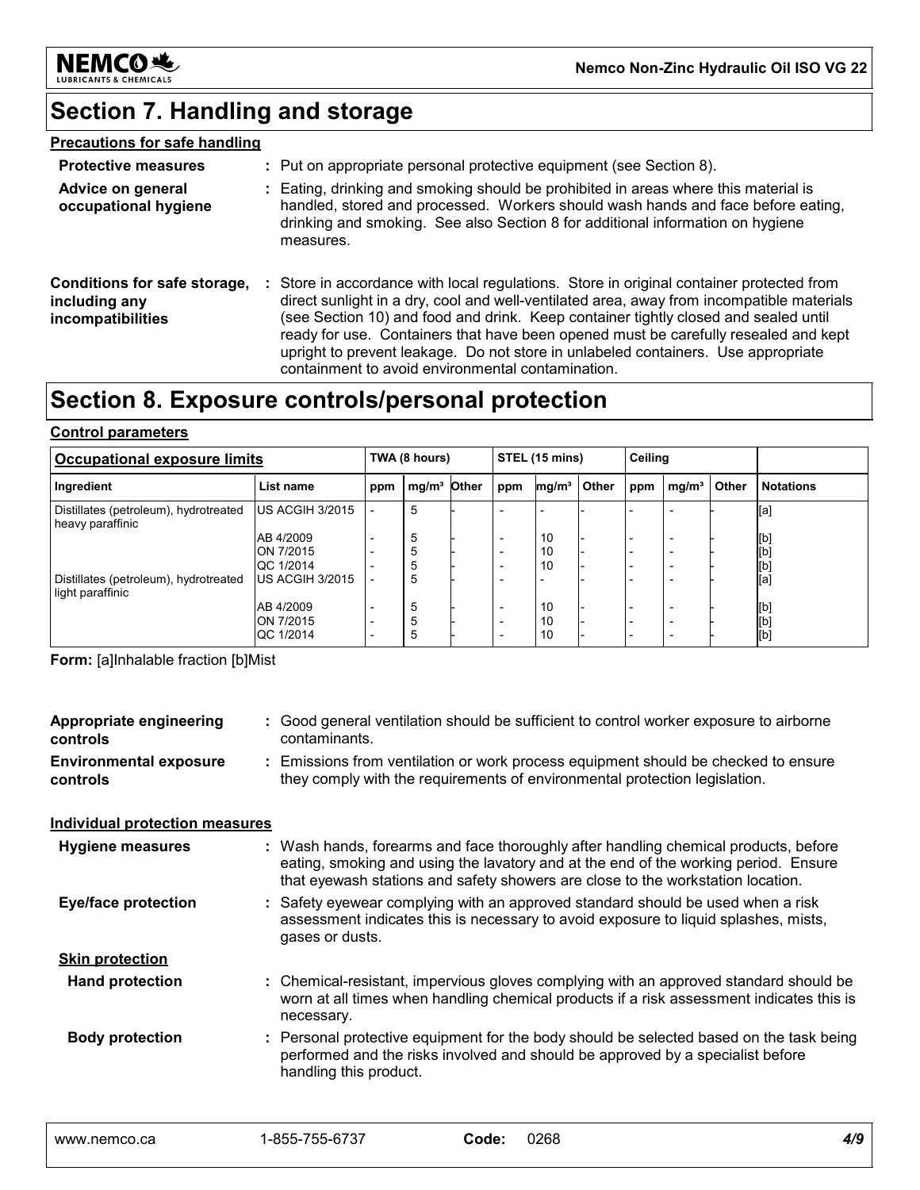# Section 7. Handling and storage

**Precautions for safe handling**

**Protective measures** : Put on appropriate personal protective equipment (see Section 8).

**Advice on general occupational hygiene** : Eating, drinking and smoking should be prohibited in areas where this material is handled, stored and processed. Workers should wash hands and face before eating, drinking and smoking. See also Section 8 for additional information on hygiene measures.

**Conditions for safe storage, including any incompatibilities** : Store in accordance with local regulations. Store in original container protected from direct sunlight in a dry, cool and well-ventilated area, away from incompatible materials (see Section 10) and food and drink. Keep container tightly closed and sealed until ready for use. Containers that have been opened must be carefully resealed and kept upright to prevent leakage. Do not store in unlabeled containers. Use appropriate containment to avoid environmental contamination.

# Section 8. Exposure controls/personal protection

**Control parameters**

| Occupational exposure limits | | TWA (8 hours) | | | STEL (15 mins) | | | Ceiling | | | |
|---|---|---|---|---|---|---|---|---|---|---|---|
| Ingredient | List name | ppm | mg/m³ | Other | ppm | mg/m³ | Other | ppm | mg/m³ | Other | Notations |
| Distillates (petroleum), hydrotreated heavy paraffinic | US ACGIH 3/2015 | - | 5 | - | - | - | - | - | - | - | [a] |
| | AB 4/2009 | - | 5 | - | - | 10 | - | - | - | - | [b] |
| | ON 7/2015 | - | 5 | - | - | 10 | - | - | - | - | [b] |
| | QC 1/2014 | - | 5 | - | - | 10 | - | - | - | - | [b] |
| Distillates (petroleum), hydrotreated light paraffinic | US ACGIH 3/2015 | - | 5 | - | - | - | - | - | - | - | [a] |
| | AB 4/2009 | - | 5 | - | - | 10 | - | - | - | - | [b] |
| | ON 7/2015 | - | 5 | - | - | 10 | - | - | - | - | [b] |
| | QC 1/2014 | - | 5 | - | - | 10 | - | - | - | - | [b] |

**Form:** [a]Inhalable fraction [b]Mist

**Appropriate engineering controls** : Good general ventilation should be sufficient to control worker exposure to airborne contaminants.

**Environmental exposure controls** : Emissions from ventilation or work process equipment should be checked to ensure they comply with the requirements of environmental protection legislation.

**Individual protection measures**

**Hygiene measures** : Wash hands, forearms and face thoroughly after handling chemical products, before eating, smoking and using the lavatory and at the end of the working period. Ensure that eyewash stations and safety showers are close to the workstation location.

**Eye/face protection** : Safety eyewear complying with an approved standard should be used when a risk assessment indicates this is necessary to avoid exposure to liquid splashes, mists, gases or dusts.

**Skin protection**

**Hand protection** : Chemical-resistant, impervious gloves complying with an approved standard should be worn at all times when handling chemical products if a risk assessment indicates this is necessary.

**Body protection** : Personal protective equipment for the body should be selected based on the task being performed and the risks involved and should be approved by a specialist before handling this product.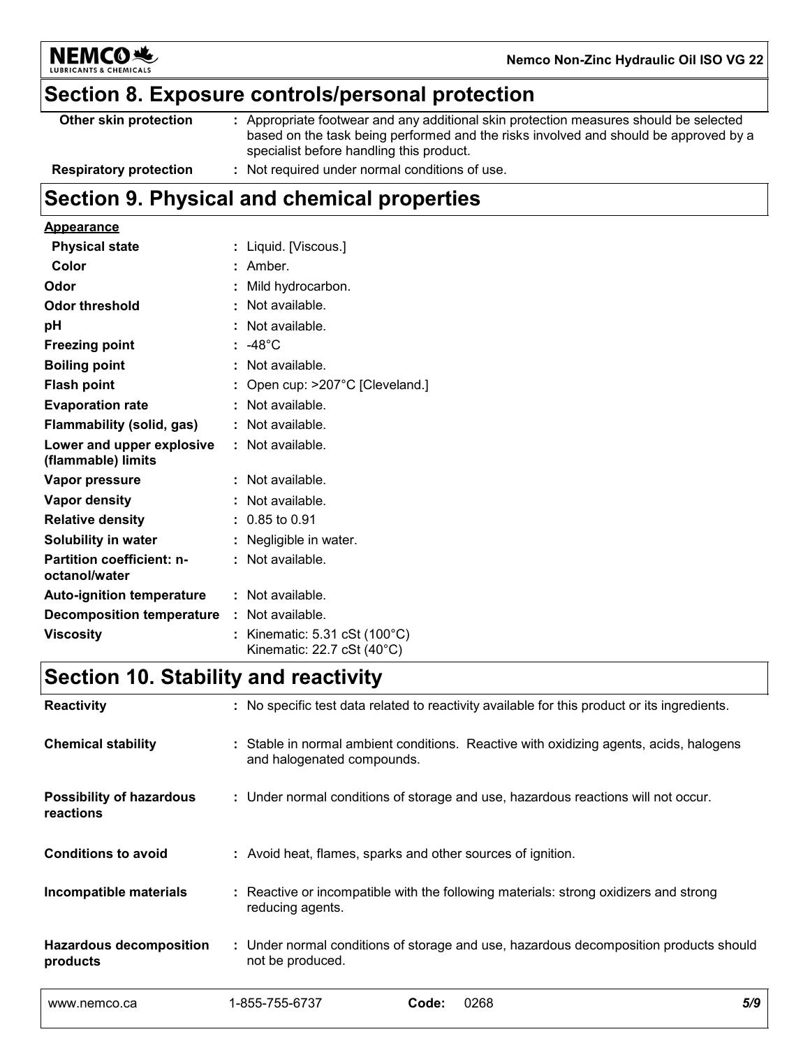## Section 8. Exposure controls/personal protection

| | |
|---|---|
| **Other skin protection** | : Appropriate footwear and any additional skin protection measures should be selected based on the task being performed and the risks involved and should be approved by a specialist before handling this product. |
| **Respiratory protection** | : Not required under normal conditions of use. |

## Section 9. Physical and chemical properties

**Appearance**

| | |
|---|---|
| **Physical state** | : Liquid. [Viscous.] |
| **Color** | : Amber. |
| **Odor** | : Mild hydrocarbon. |
| **Odor threshold** | : Not available. |
| **pH** | : Not available. |
| **Freezing point** | : -48°C |
| **Boiling point** | : Not available. |
| **Flash point** | : Open cup: >207°C [Cleveland.] |
| **Evaporation rate** | : Not available. |
| **Flammability (solid, gas)** | : Not available. |
| **Lower and upper explosive (flammable) limits** | : Not available. |
| **Vapor pressure** | : Not available. |
| **Vapor density** | : Not available. |
| **Relative density** | : 0.85 to 0.91 |
| **Solubility in water** | : Negligible in water. |
| **Partition coefficient: n-octanol/water** | : Not available. |
| **Auto-ignition temperature** | : Not available. |
| **Decomposition temperature** | : Not available. |
| **Viscosity** | : Kinematic: 5.31 cSt (100°C)<br>Kinematic: 22.7 cSt (40°C) |

## Section 10. Stability and reactivity

| | |
|---|---|
| **Reactivity** | : No specific test data related to reactivity available for this product or its ingredients. |
| **Chemical stability** | : Stable in normal ambient conditions. Reactive with oxidizing agents, acids, halogens and halogenated compounds. |
| **Possibility of hazardous reactions** | : Under normal conditions of storage and use, hazardous reactions will not occur. |
| **Conditions to avoid** | : Avoid heat, flames, sparks and other sources of ignition. |
| **Incompatible materials** | : Reactive or incompatible with the following materials: strong oxidizers and strong reducing agents. |
| **Hazardous decomposition products** | : Under normal conditions of storage and use, hazardous decomposition products should not be produced. |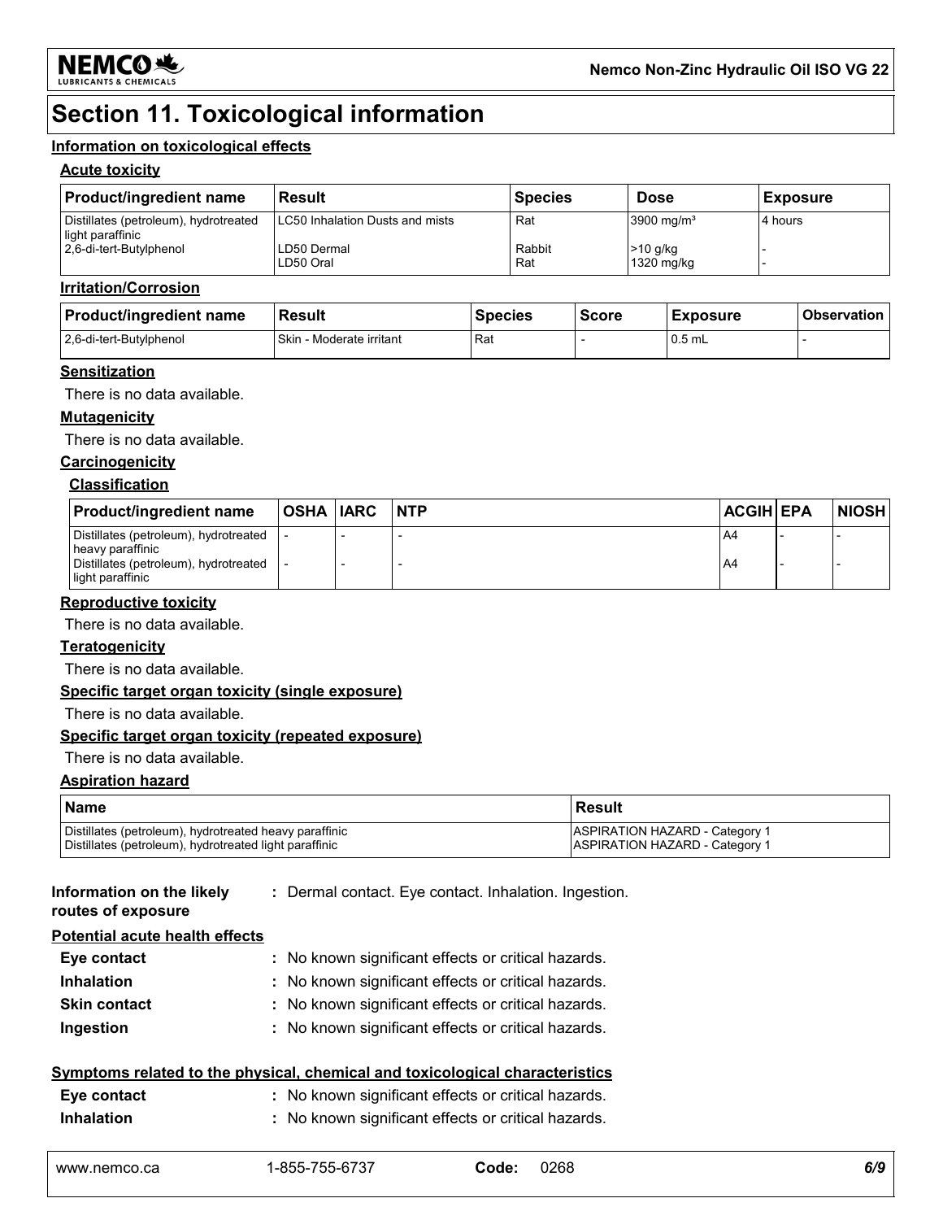# Section 11. Toxicological information

## Information on toxicological effects

### Acute toxicity

| Product/ingredient name | Result | Species | Dose | Exposure |
| --- | --- | --- | --- | --- |
| Distillates (petroleum), hydrotreated light paraffinic | LC50 Inhalation Dusts and mists | Rat | 3900 mg/m³ | 4 hours |
| 2,6-di-tert-Butylphenol | LD50 Dermal | Rabbit | >10 g/kg | - |
| | LD50 Oral | Rat | 1320 mg/kg | - |

### Irritation/Corrosion

| Product/ingredient name | Result | Species | Score | Exposure | Observation |
| --- | --- | --- | --- | --- | --- |
| 2,6-di-tert-Butylphenol | Skin - Moderate irritant | Rat | - | 0.5 mL | - |

### Sensitization

There is no data available.

### Mutagenicity

There is no data available.

### Carcinogenicity

#### Classification

| Product/ingredient name | OSHA | IARC | NTP | ACGIH | EPA | NIOSH |
| --- | --- | --- | --- | --- | --- | --- |
| Distillates (petroleum), hydrotreated heavy paraffinic | - | - | - | A4 | - | - |
| Distillates (petroleum), hydrotreated light paraffinic | - | - | - | A4 | - | - |

### Reproductive toxicity

There is no data available.

### Teratogenicity

There is no data available.

### Specific target organ toxicity (single exposure)

There is no data available.

### Specific target organ toxicity (repeated exposure)

There is no data available.

### Aspiration hazard

| Name | Result |
| --- | --- |
| Distillates (petroleum), hydrotreated heavy paraffinic | ASPIRATION HAZARD - Category 1 |
| Distillates (petroleum), hydrotreated light paraffinic | ASPIRATION HAZARD - Category 1 |

**Information on the likely routes of exposure** : Dermal contact. Eye contact. Inhalation. Ingestion.

### Potential acute health effects

**Eye contact** : No known significant effects or critical hazards.

**Inhalation** : No known significant effects or critical hazards.

**Skin contact** : No known significant effects or critical hazards.

**Ingestion** : No known significant effects or critical hazards.

### Symptoms related to the physical, chemical and toxicological characteristics

**Eye contact** : No known significant effects or critical hazards.

**Inhalation** : No known significant effects or critical hazards.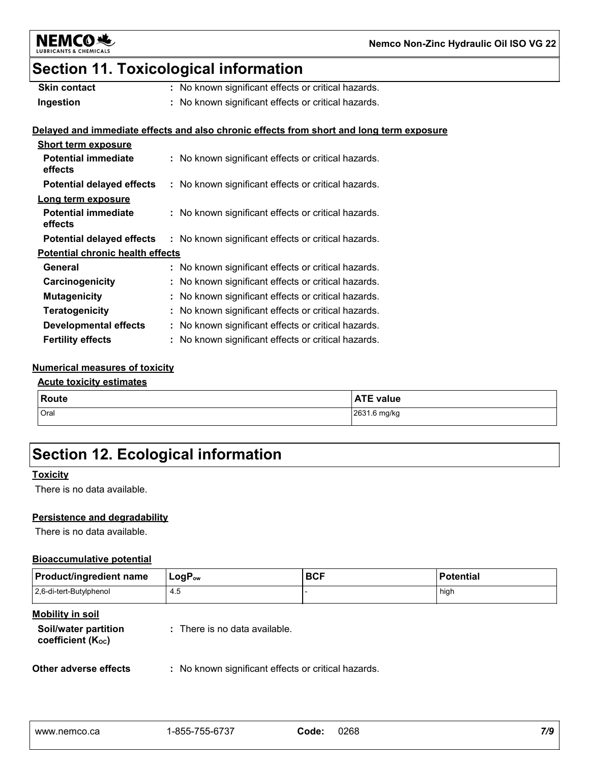## Section 11. Toxicological information

**Skin contact** : No known significant effects or critical hazards.

**Ingestion** : No known significant effects or critical hazards.

**Delayed and immediate effects and also chronic effects from short and long term exposure**

**Short term exposure**

**Potential immediate effects** : No known significant effects or critical hazards.

**Potential delayed effects** : No known significant effects or critical hazards.

**Long term exposure**

**Potential immediate effects** : No known significant effects or critical hazards.

**Potential delayed effects** : No known significant effects or critical hazards.

**Potential chronic health effects**

**General** : No known significant effects or critical hazards.

**Carcinogenicity** : No known significant effects or critical hazards.

**Mutagenicity** : No known significant effects or critical hazards.

**Teratogenicity** : No known significant effects or critical hazards.

**Developmental effects** : No known significant effects or critical hazards.

**Fertility effects** : No known significant effects or critical hazards.

**Numerical measures of toxicity**

**Acute toxicity estimates**

| Route | ATE value |
|---|---|
| Oral | 2631.6 mg/kg |

## Section 12. Ecological information

**Toxicity**

There is no data available.

**Persistence and degradability**

There is no data available.

**Bioaccumulative potential**

| Product/ingredient name | $LogP_{ow}$ | BCF | Potential |
|---|---|---|---|
| 2,6-di-tert-Butylphenol | 4.5 | - | high |

**Mobility in soil**

**Soil/water partition coefficient ($K_{OC}$)** : There is no data available.

**Other adverse effects** : No known significant effects or critical hazards.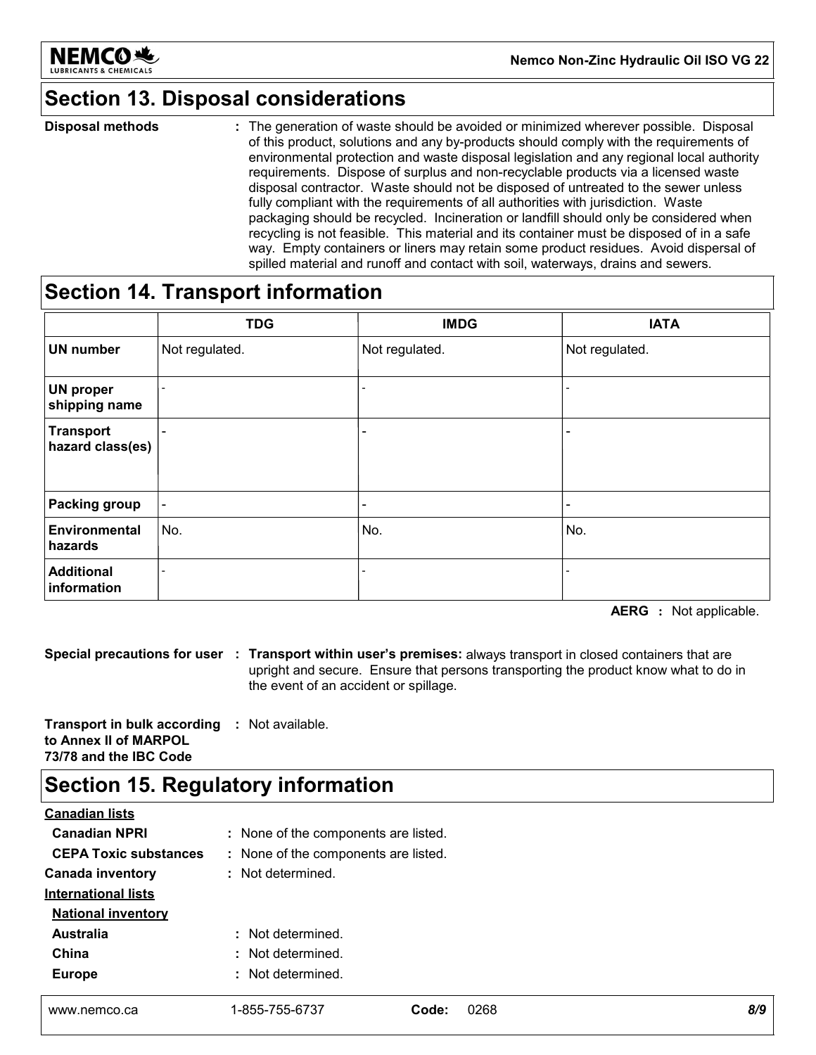## Section 13. Disposal considerations

**Disposal methods** : The generation of waste should be avoided or minimized wherever possible. Disposal of this product, solutions and any by-products should comply with the requirements of environmental protection and waste disposal legislation and any regional local authority requirements. Dispose of surplus and non-recyclable products via a licensed waste disposal contractor. Waste should not be disposed of untreated to the sewer unless fully compliant with the requirements of all authorities with jurisdiction. Waste packaging should be recycled. Incineration or landfill should only be considered when recycling is not feasible. This material and its container must be disposed of in a safe way. Empty containers or liners may retain some product residues. Avoid dispersal of spilled material and runoff and contact with soil, waterways, drains and sewers.

## Section 14. Transport information

| | TDG | IMDG | IATA |
|---|---|---|---|
| **UN number** | Not regulated. | Not regulated. | Not regulated. |
| **UN proper shipping name** | - | - | - |
| **Transport hazard class(es)** | - | - | - |
| **Packing group** | - | - | - |
| **Environmental hazards** | No. | No. | No. |
| **Additional information** | - | - | - |

**AERG** : Not applicable.

**Special precautions for user** : **Transport within user's premises:** always transport in closed containers that are upright and secure. Ensure that persons transporting the product know what to do in the event of an accident or spillage.

**Transport in bulk according to Annex II of MARPOL 73/78 and the IBC Code** : Not available.

## Section 15. Regulatory information

**Canadian lists**

**Canadian NPRI** : None of the components are listed.

**CEPA Toxic substances** : None of the components are listed.

**Canada inventory** : Not determined.

**International lists**

**National inventory**

**Australia** : Not determined.

**China** : Not determined.

**Europe** : Not determined.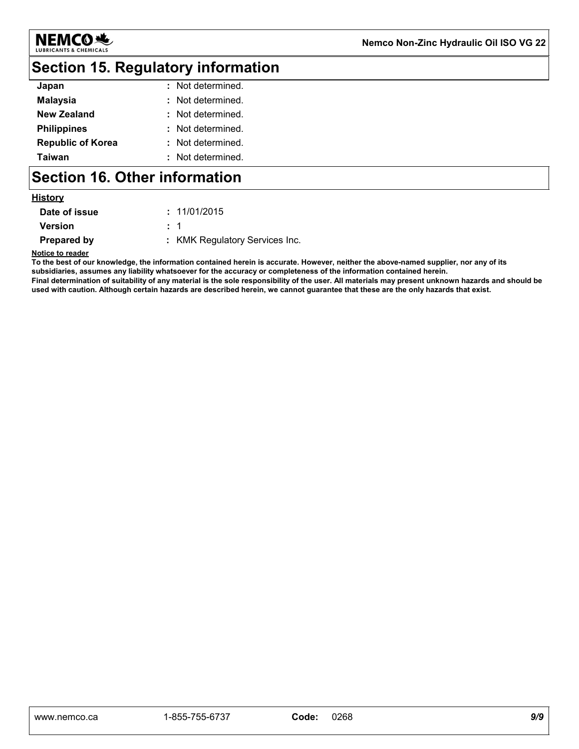## Section 15. Regulatory information

| | |
|---|---|
| **Japan** | : Not determined. |
| **Malaysia** | : Not determined. |
| **New Zealand** | : Not determined. |
| **Philippines** | : Not determined. |
| **Republic of Korea** | : Not determined. |
| **Taiwan** | : Not determined. |

## Section 16. Other information

**History**

| | |
|---|---|
| **Date of issue** | : 11/01/2015 |
| **Version** | : 1 |
| **Prepared by** | : KMK Regulatory Services Inc. |

**Notice to reader**

**To the best of our knowledge, the information contained herein is accurate. However, neither the above-named supplier, nor any of its subsidiaries, assumes any liability whatsoever for the accuracy or completeness of the information contained herein.**
**Final determination of suitability of any material is the sole responsibility of the user. All materials may present unknown hazards and should be used with caution. Although certain hazards are described herein, we cannot guarantee that these are the only hazards that exist.**